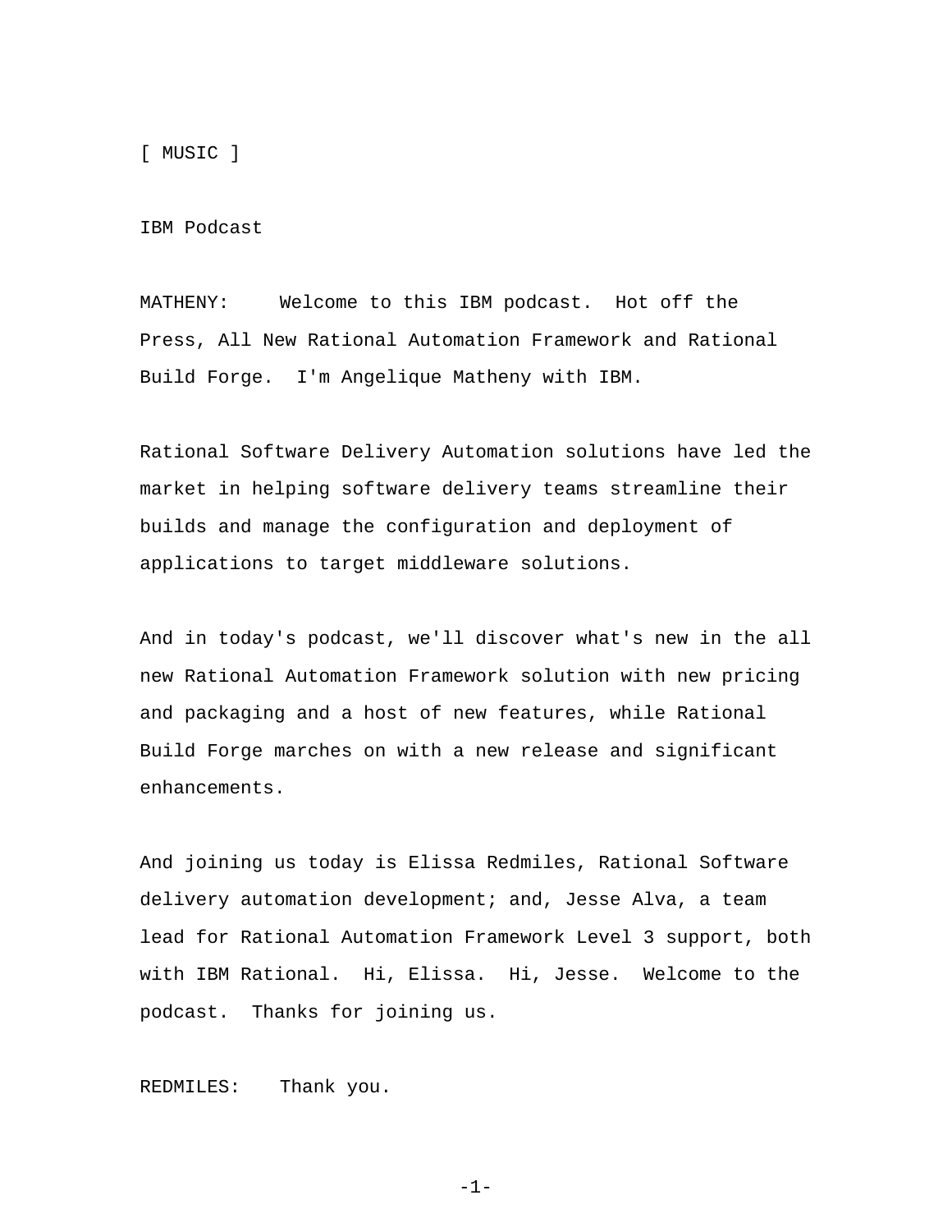[ MUSIC ]

IBM Podcast

MATHENY: Welcome to this IBM podcast. Hot off the Press, All New Rational Automation Framework and Rational Build Forge. I'm Angelique Matheny with IBM.

Rational Software Delivery Automation solutions have led the market in helping software delivery teams streamline their builds and manage the configuration and deployment of applications to target middleware solutions.

And in today's podcast, we'll discover what's new in the all new Rational Automation Framework solution with new pricing and packaging and a host of new features, while Rational Build Forge marches on with a new release and significant enhancements.

And joining us today is Elissa Redmiles, Rational Software delivery automation development; and, Jesse Alva, a team lead for Rational Automation Framework Level 3 support, both with IBM Rational. Hi, Elissa. Hi, Jesse. Welcome to the podcast. Thanks for joining us.

REDMILES: Thank you.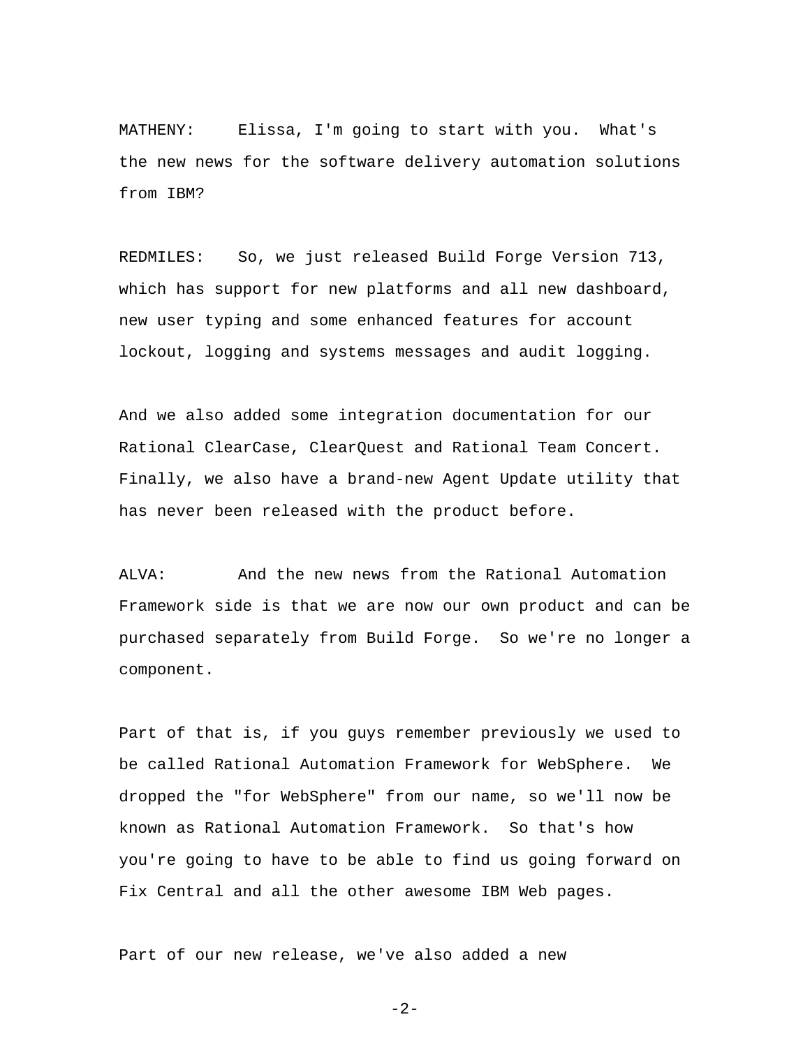MATHENY: Elissa, I'm going to start with you. What's the new news for the software delivery automation solutions from IBM?

REDMILES: So, we just released Build Forge Version 713, which has support for new platforms and all new dashboard, new user typing and some enhanced features for account lockout, logging and systems messages and audit logging.

And we also added some integration documentation for our Rational ClearCase, ClearQuest and Rational Team Concert. Finally, we also have a brand-new Agent Update utility that has never been released with the product before.

ALVA: And the new news from the Rational Automation Framework side is that we are now our own product and can be purchased separately from Build Forge. So we're no longer a component.

Part of that is, if you guys remember previously we used to be called Rational Automation Framework for WebSphere. We dropped the "for WebSphere" from our name, so we'll now be known as Rational Automation Framework. So that's how you're going to have to be able to find us going forward on Fix Central and all the other awesome IBM Web pages.

Part of our new release, we've also added a new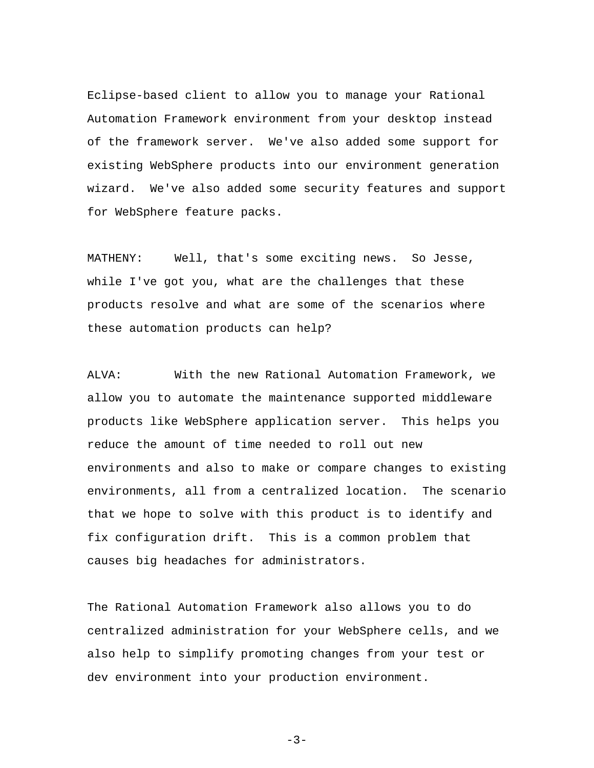Eclipse-based client to allow you to manage your Rational Automation Framework environment from your desktop instead of the framework server. We've also added some support for existing WebSphere products into our environment generation wizard. We've also added some security features and support for WebSphere feature packs.

MATHENY: Well, that's some exciting news. So Jesse, while I've got you, what are the challenges that these products resolve and what are some of the scenarios where these automation products can help?

ALVA: With the new Rational Automation Framework, we allow you to automate the maintenance supported middleware products like WebSphere application server. This helps you reduce the amount of time needed to roll out new environments and also to make or compare changes to existing environments, all from a centralized location. The scenario that we hope to solve with this product is to identify and fix configuration drift. This is a common problem that causes big headaches for administrators.

The Rational Automation Framework also allows you to do centralized administration for your WebSphere cells, and we also help to simplify promoting changes from your test or dev environment into your production environment.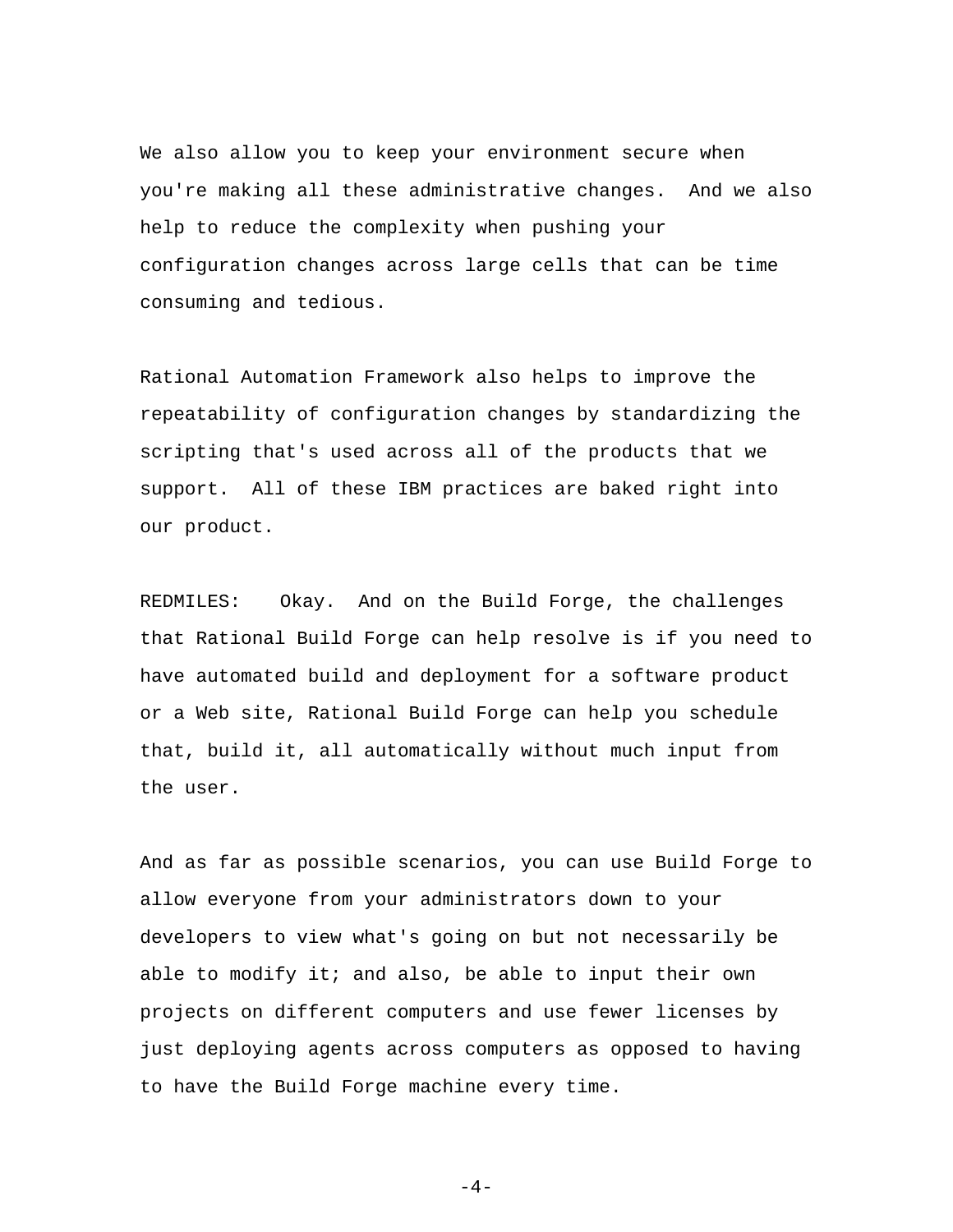We also allow you to keep your environment secure when you're making all these administrative changes.  And we also help to reduce the complexity when pushing your configuration changes across large cells that can be time consuming and tedious.

Rational Automation Framework also helps to improve the repeatability of configuration changes by standardizing the scripting that's used across all of the products that we support.  All of these IBM practices are baked right into our product.

REDMILES:    Okay.  And on the Build Forge, the challenges that Rational Build Forge can help resolve is if you need to have automated build and deployment for a software product or a Web site, Rational Build Forge can help you schedule that, build it, all automatically without much input from the user.

And as far as possible scenarios, you can use Build Forge to allow everyone from your administrators down to your developers to view what's going on but not necessarily be able to modify it; and also, be able to input their own projects on different computers and use fewer licenses by just deploying agents across computers as opposed to having to have the Build Forge machine every time.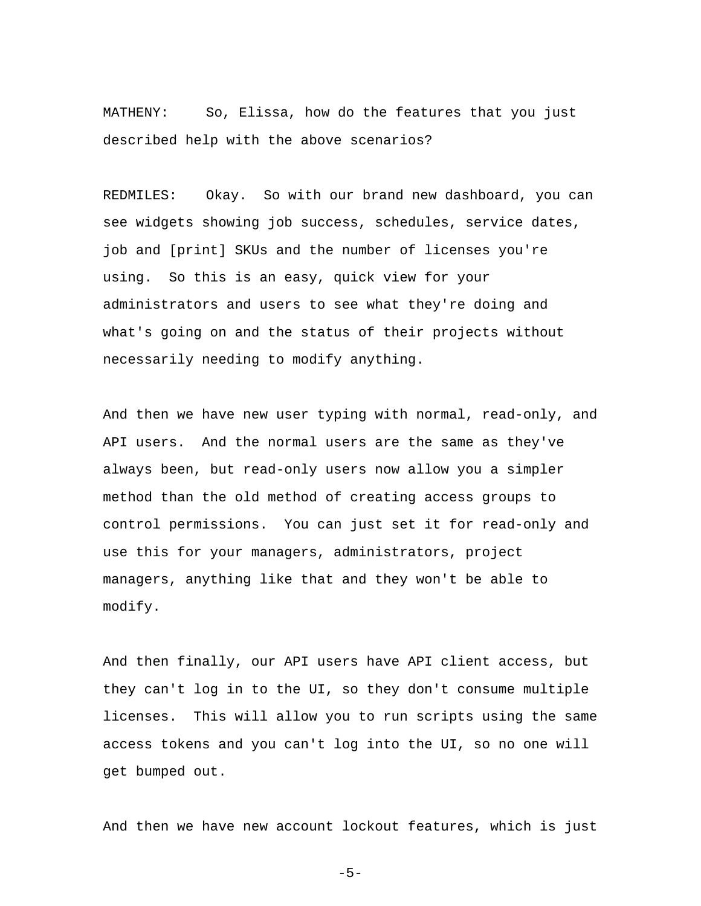MATHENY: So, Elissa, how do the features that you just described help with the above scenarios?

REDMILES: Okay. So with our brand new dashboard, you can see widgets showing job success, schedules, service dates, job and [print] SKUs and the number of licenses you're using. So this is an easy, quick view for your administrators and users to see what they're doing and what's going on and the status of their projects without necessarily needing to modify anything.

And then we have new user typing with normal, read-only, and API users. And the normal users are the same as they've always been, but read-only users now allow you a simpler method than the old method of creating access groups to control permissions. You can just set it for read-only and use this for your managers, administrators, project managers, anything like that and they won't be able to modify.

And then finally, our API users have API client access, but they can't log in to the UI, so they don't consume multiple licenses. This will allow you to run scripts using the same access tokens and you can't log into the UI, so no one will get bumped out.

And then we have new account lockout features, which is just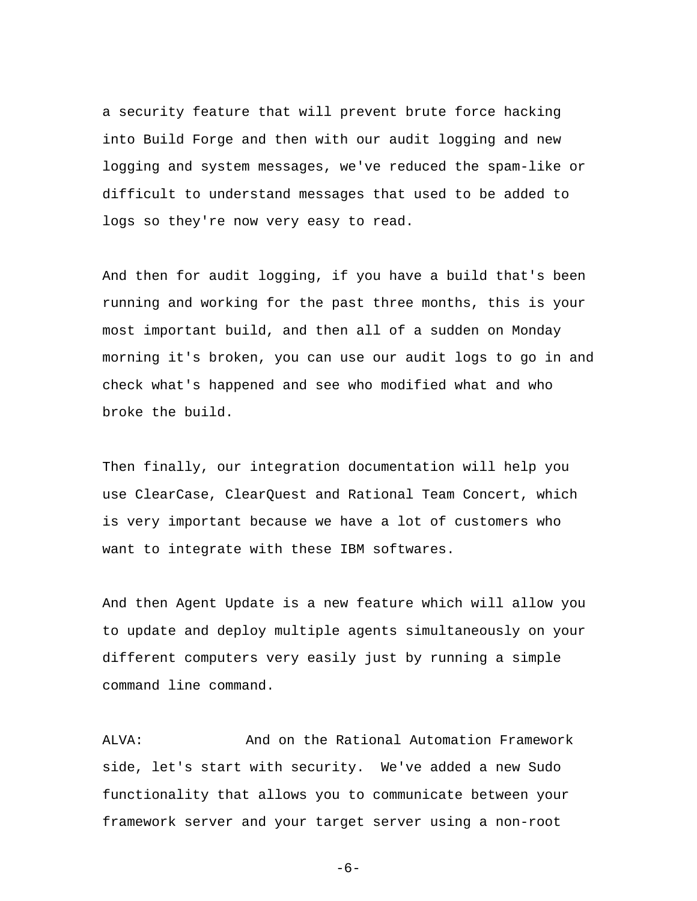a security feature that will prevent brute force hacking into Build Forge and then with our audit logging and new logging and system messages, we've reduced the spam-like or difficult to understand messages that used to be added to logs so they're now very easy to read.

And then for audit logging, if you have a build that's been running and working for the past three months, this is your most important build, and then all of a sudden on Monday morning it's broken, you can use our audit logs to go in and check what's happened and see who modified what and who broke the build.

Then finally, our integration documentation will help you use ClearCase, ClearQuest and Rational Team Concert, which is very important because we have a lot of customers who want to integrate with these IBM softwares.

And then Agent Update is a new feature which will allow you to update and deploy multiple agents simultaneously on your different computers very easily just by running a simple command line command.

ALVA: And on the Rational Automation Framework side, let's start with security. We've added a new Sudo functionality that allows you to communicate between your framework server and your target server using a non-root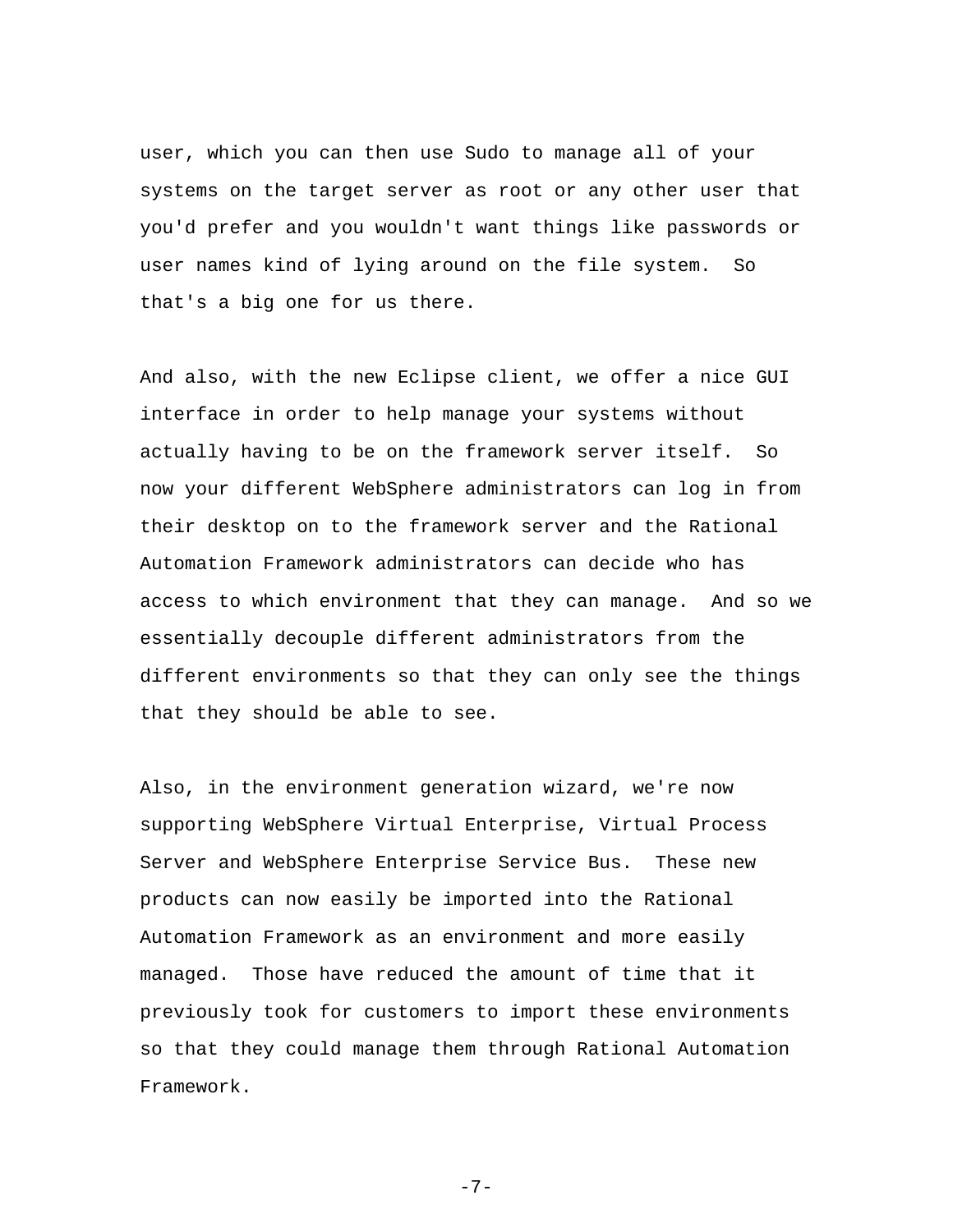user, which you can then use Sudo to manage all of your systems on the target server as root or any other user that you'd prefer and you wouldn't want things like passwords or user names kind of lying around on the file system.  So that's a big one for us there.

And also, with the new Eclipse client, we offer a nice GUI interface in order to help manage your systems without actually having to be on the framework server itself.  So now your different WebSphere administrators can log in from their desktop on to the framework server and the Rational Automation Framework administrators can decide who has access to which environment that they can manage.  And so we essentially decouple different administrators from the different environments so that they can only see the things that they should be able to see.

Also, in the environment generation wizard, we're now supporting WebSphere Virtual Enterprise, Virtual Process Server and WebSphere Enterprise Service Bus.  These new products can now easily be imported into the Rational Automation Framework as an environment and more easily managed.  Those have reduced the amount of time that it previously took for customers to import these environments so that they could manage them through Rational Automation Framework.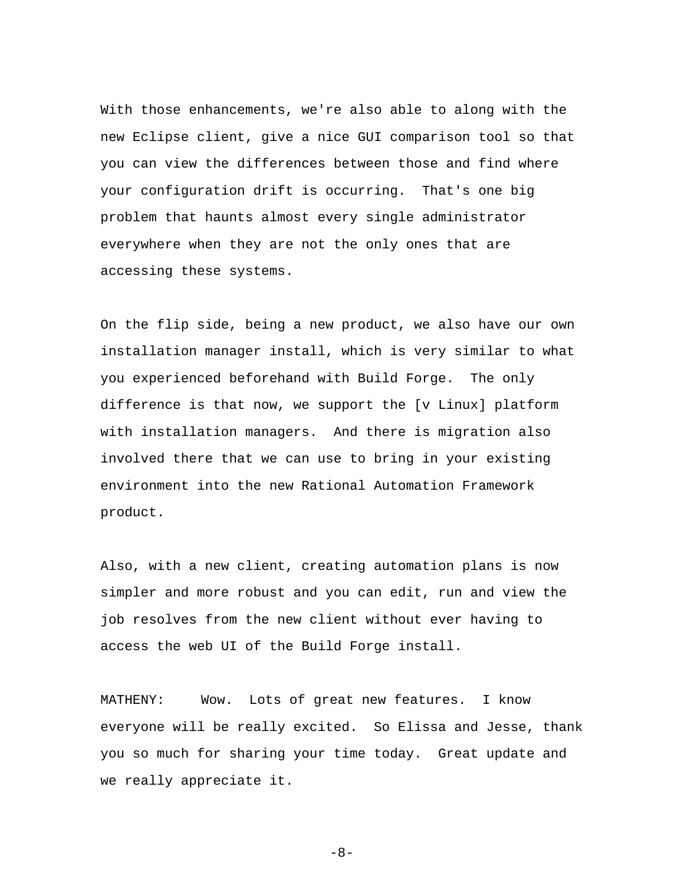With those enhancements, we're also able to along with the new Eclipse client, give a nice GUI comparison tool so that you can view the differences between those and find where your configuration drift is occurring. That's one big problem that haunts almost every single administrator everywhere when they are not the only ones that are accessing these systems.

On the flip side, being a new product, we also have our own installation manager install, which is very similar to what you experienced beforehand with Build Forge. The only difference is that now, we support the [v Linux] platform with installation managers. And there is migration also involved there that we can use to bring in your existing environment into the new Rational Automation Framework product.

Also, with a new client, creating automation plans is now simpler and more robust and you can edit, run and view the job resolves from the new client without ever having to access the web UI of the Build Forge install.

MATHENY: Wow. Lots of great new features. I know everyone will be really excited. So Elissa and Jesse, thank you so much for sharing your time today. Great update and we really appreciate it.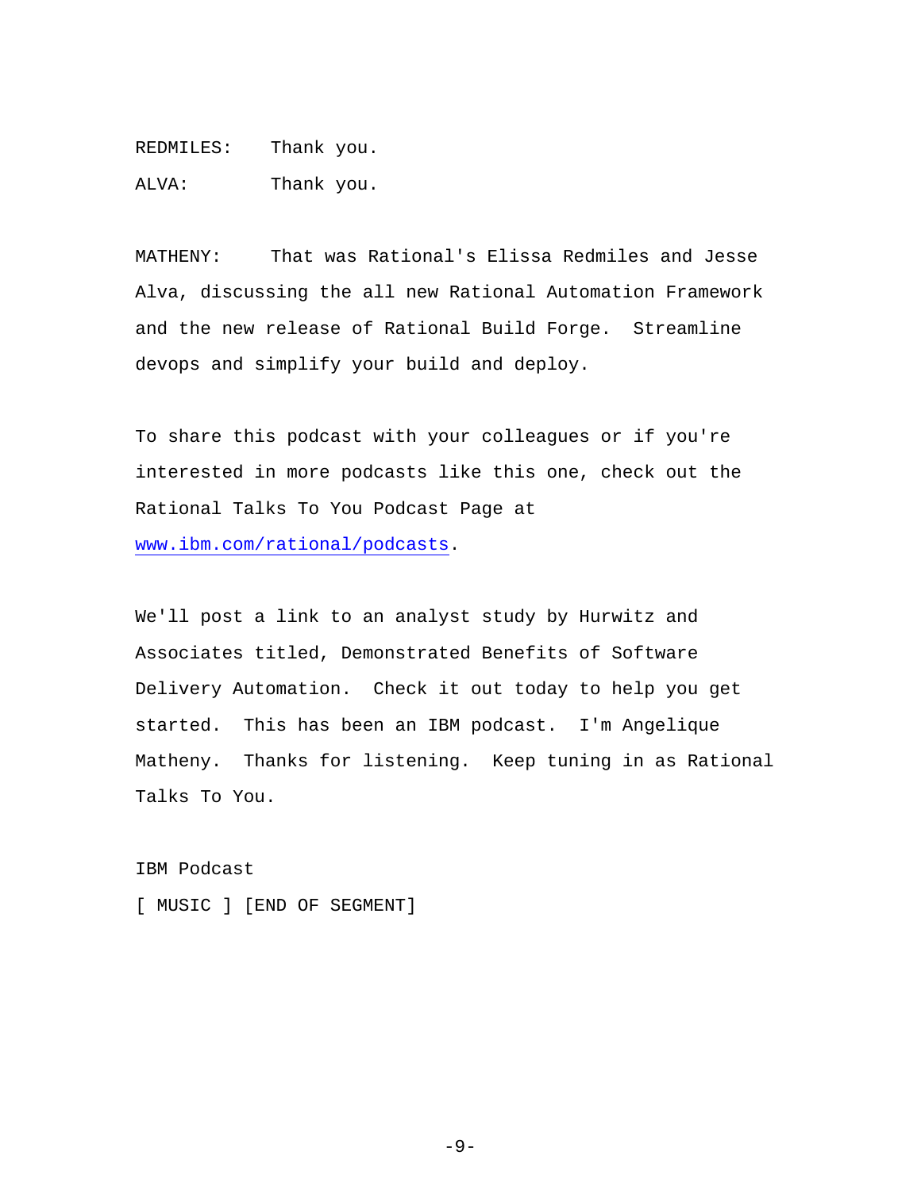REDMILES: Thank you.

ALVA: Thank you.

MATHENY: That was Rational's Elissa Redmiles and Jesse Alva, discussing the all new Rational Automation Framework and the new release of Rational Build Forge. Streamline devops and simplify your build and deploy.

To share this podcast with your colleagues or if you're interested in more podcasts like this one, check out the Rational Talks To You Podcast Page at www.ibm.com/rational/podcasts.

We'll post a link to an analyst study by Hurwitz and Associates titled, Demonstrated Benefits of Software Delivery Automation. Check it out today to help you get started. This has been an IBM podcast. I'm Angelique Matheny. Thanks for listening. Keep tuning in as Rational Talks To You.

IBM Podcast

[ MUSIC ] [END OF SEGMENT]